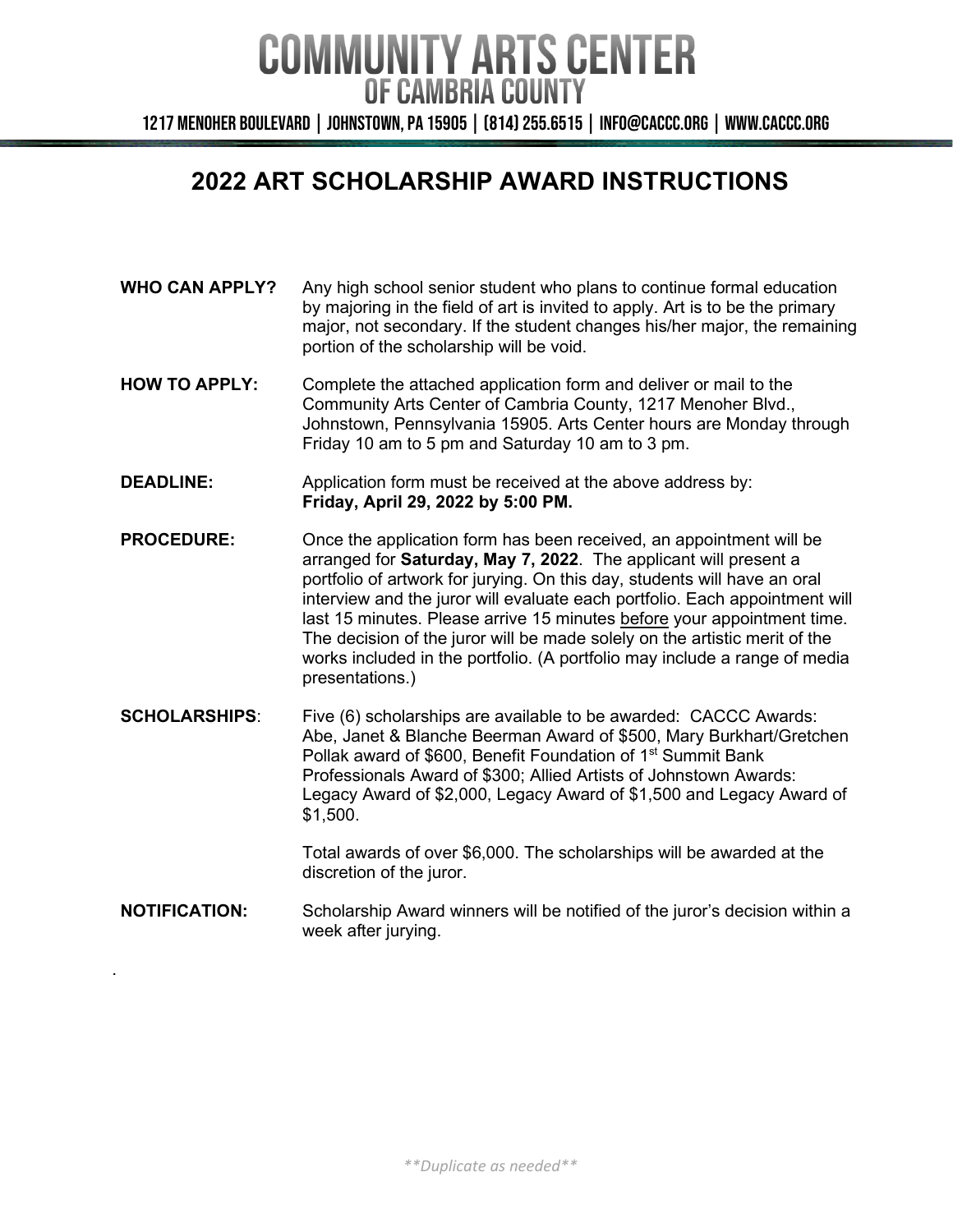# COMMUNITY ARTS CENTER
## OF CAMBRIA COUNTY

1217 MENOHER BOULEVARD | JOHNSTOWN, PA 15905 | (814) 255.6515 | INFO@CACCC.ORG | WWW.CACCC.ORG

## 2022 ART SCHOLARSHIP AWARD INSTRUCTIONS

**WHO CAN APPLY?** Any high school senior student who plans to continue formal education by majoring in the field of art is invited to apply. Art is to be the primary major, not secondary. If the student changes his/her major, the remaining portion of the scholarship will be void.

**HOW TO APPLY:** Complete the attached application form and deliver or mail to the Community Arts Center of Cambria County, 1217 Menoher Blvd., Johnstown, Pennsylvania 15905. Arts Center hours are Monday through Friday 10 am to 5 pm and Saturday 10 am to 3 pm.

**DEADLINE:** Application form must be received at the above address by: **Friday, April 29, 2022 by 5:00 PM.**

**PROCEDURE:** Once the application form has been received, an appointment will be arranged for **Saturday, May 7, 2022**. The applicant will present a portfolio of artwork for jurying. On this day, students will have an oral interview and the juror will evaluate each portfolio. Each appointment will last 15 minutes. Please arrive 15 minutes before your appointment time. The decision of the juror will be made solely on the artistic merit of the works included in the portfolio. (A portfolio may include a range of media presentations.)

**SCHOLARSHIPS**: Five (6) scholarships are available to be awarded: CACCC Awards: Abe, Janet & Blanche Beerman Award of $500, Mary Burkhart/Gretchen Pollak award of $600, Benefit Foundation of 1st Summit Bank Professionals Award of $300; Allied Artists of Johnstown Awards: Legacy Award of $2,000, Legacy Award of $1,500 and Legacy Award of $1,500.

Total awards of over $6,000. The scholarships will be awarded at the discretion of the juror.

**NOTIFICATION:** Scholarship Award winners will be notified of the juror's decision within a week after jurying.

*\*\*Duplicate as needed\*\**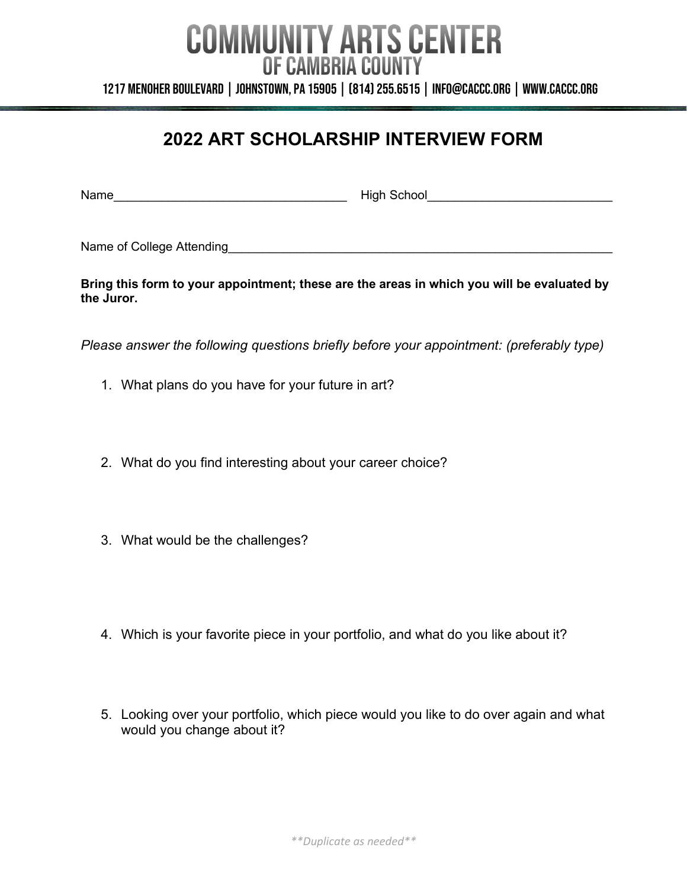# COMMUNITY ARTS CENTER
## OF CAMBRIA COUNTY

1217 MENOHER BOULEVARD | JOHNSTOWN, PA 15905 | (814) 255.6515 | INFO@CACCC.ORG | WWW.CACCC.ORG

## 2022 ART SCHOLARSHIP INTERVIEW FORM

Name__________________________________ High School___________________________

Name of College Attending__________________________________________________________

**Bring this form to your appointment; these are the areas in which you will be evaluated by the Juror.**

*Please answer the following questions briefly before your appointment: (preferably type)*

1. What plans do you have for your future in art?

2. What do you find interesting about your career choice?

3. What would be the challenges?

4. Which is your favorite piece in your portfolio, and what do you like about it?

5. Looking over your portfolio, which piece would you like to do over again and what would you change about it?

***Duplicate as needed***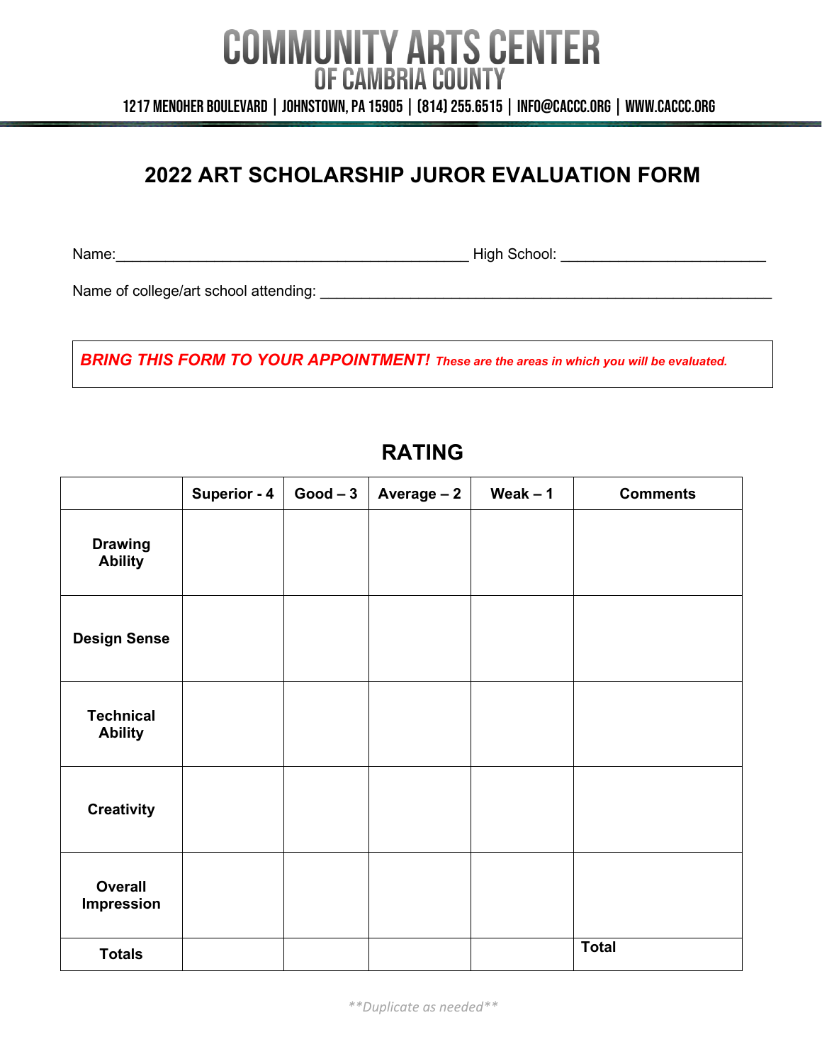# COMMUNITY ARTS CENTER
## OF CAMBRIA COUNTY

1217 MENOHER BOULEVARD | JOHNSTOWN, PA 15905 | (814) 255.6515 | INFO@CACCC.ORG | WWW.CACCC.ORG

## 2022 ART SCHOLARSHIP JUROR EVALUATION FORM

Name:_____________________________________________ High School: __________________________

Name of college/art school attending: ___________________________________________________________

***BRING THIS FORM TO YOUR APPOINTMENT!*** ***These are the areas in which you will be evaluated.***

### RATING

| | Superior - 4 | Good – 3 | Average – 2 | Weak – 1 | Comments |
|---|---|---|---|---|---|
| **Drawing Ability** | | | | | |
| **Design Sense** | | | | | |
| **Technical Ability** | | | | | |
| **Creativity** | | | | | |
| **Overall Impression** | | | | | |
| **Totals** | | | | | **Total** |

*\*\*Duplicate as needed\*\**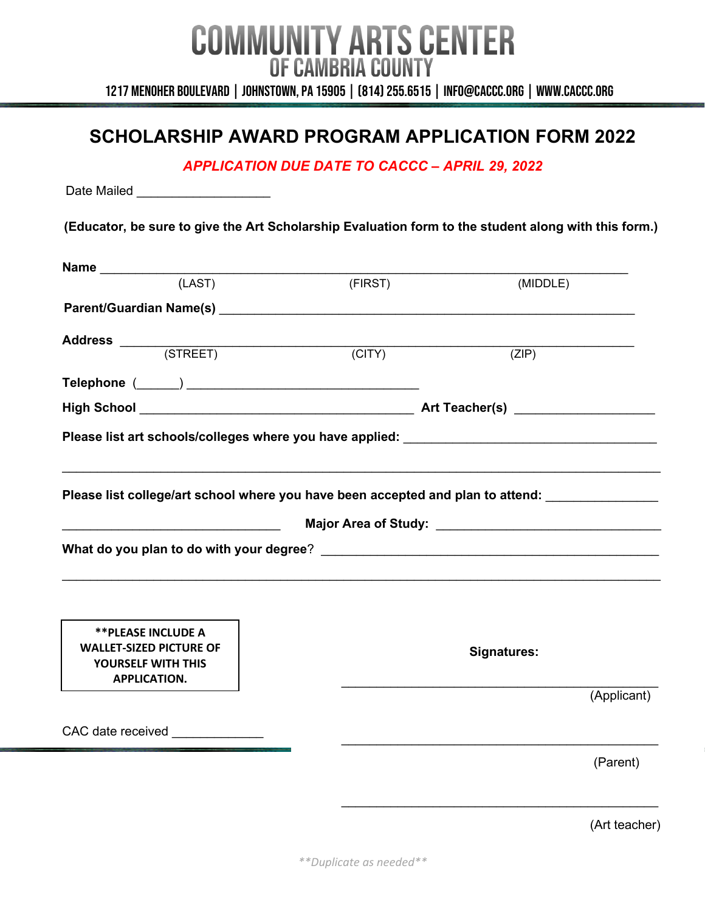# COMMUNITY ARTS CENTER
## OF CAMBRIA COUNTY

1217 MENOHER BOULEVARD | JOHNSTOWN, PA 15905 | (814) 255.6515 | INFO@CACCC.ORG | WWW.CACCC.ORG

## SCHOLARSHIP AWARD PROGRAM APPLICATION FORM 2022

***APPLICATION DUE DATE TO CACCC – APRIL 29, 2022***

Date Mailed ____________________

**(Educator, be sure to give the Art Scholarship Evaluation form to the student along with this form.)**

**Name** ________________________________________________________________________________
(LAST) (FIRST) (MIDDLE)

**Parent/Guardian Name(s)** ______________________________________________________________

**Address** ______________________________________________________________________________
(STREET) (CITY) (ZIP)

**Telephone** (______) ___________________________________

**High School** ________________________________________ **Art Teacher(s)** _____________________

**Please list art schools/colleges where you have applied:** ____________________________________

_________________________________________________________________________________________

**Please list college/art school where you have been accepted and plan to attend:** ________________

________________________________ **Major Area of Study:** __________________________________

**What do you plan to do with your degree**? _______________________________________________

_________________________________________________________________________________________

**\*\*PLEASE INCLUDE A WALLET-SIZED PICTURE OF YOURSELF WITH THIS APPLICATION.**

**Signatures:**

_______________________________________________
(Applicant)

_______________________________________________
(Parent)

_______________________________________________
(Art teacher)

CAC date received _____________

*\*\*Duplicate as needed\*\**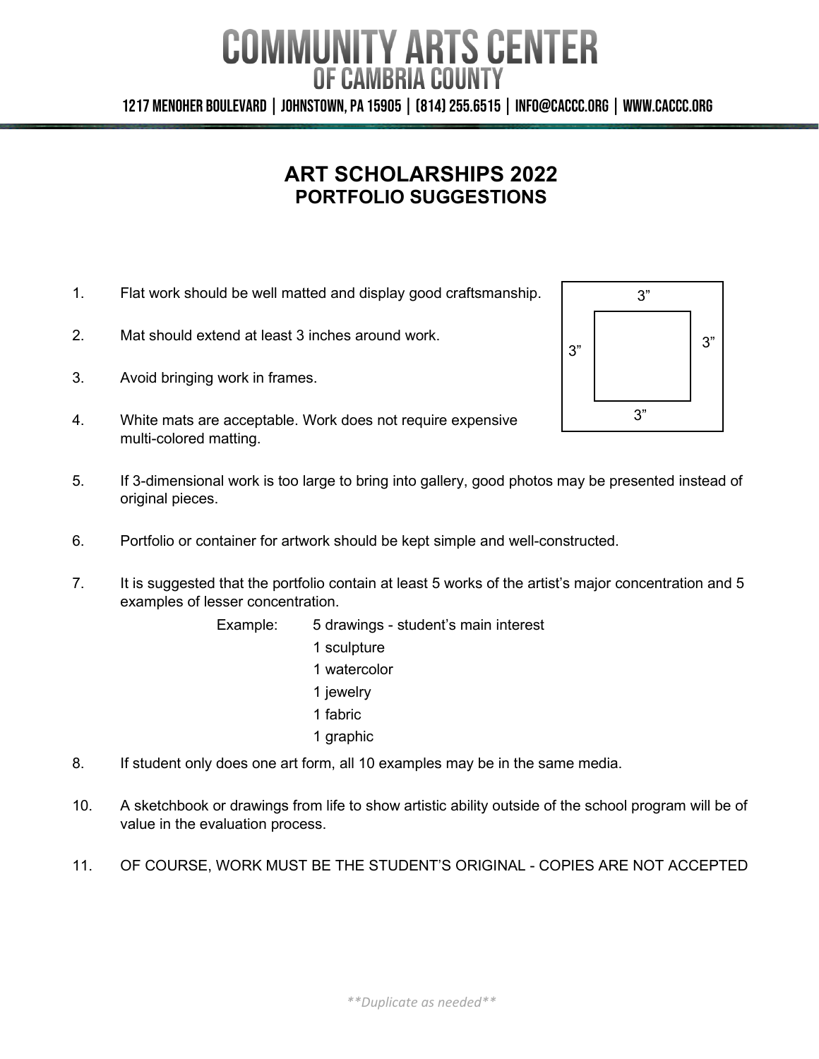# COMMUNITY ARTS CENTER OF CAMBRIA COUNTY

1217 MENOHER BOULEVARD | JOHNSTOWN, PA 15905 | (814) 255.6515 | INFO@CACCC.ORG | WWW.CACCC.ORG

## ART SCHOLARSHIPS 2022
### PORTFOLIO SUGGESTIONS

1. Flat work should be well matted and display good craftsmanship.

2. Mat should extend at least 3 inches around work.

3. Avoid bringing work in frames.

4. White mats are acceptable. Work does not require expensive multi-colored matting.

3”
3” 3”
3”

5. If 3-dimensional work is too large to bring into gallery, good photos may be presented instead of original pieces.

6. Portfolio or container for artwork should be kept simple and well-constructed.

7. It is suggested that the portfolio contain at least 5 works of the artist’s major concentration and 5 examples of lesser concentration.

   Example: 5 drawings - student’s main interest
   1 sculpture
   1 watercolor
   1 jewelry
   1 fabric
   1 graphic

8. If student only does one art form, all 10 examples may be in the same media.

10. A sketchbook or drawings from life to show artistic ability outside of the school program will be of value in the evaluation process.

11. OF COURSE, WORK MUST BE THE STUDENT’S ORIGINAL - COPIES ARE NOT ACCEPTED

***Duplicate as needed***